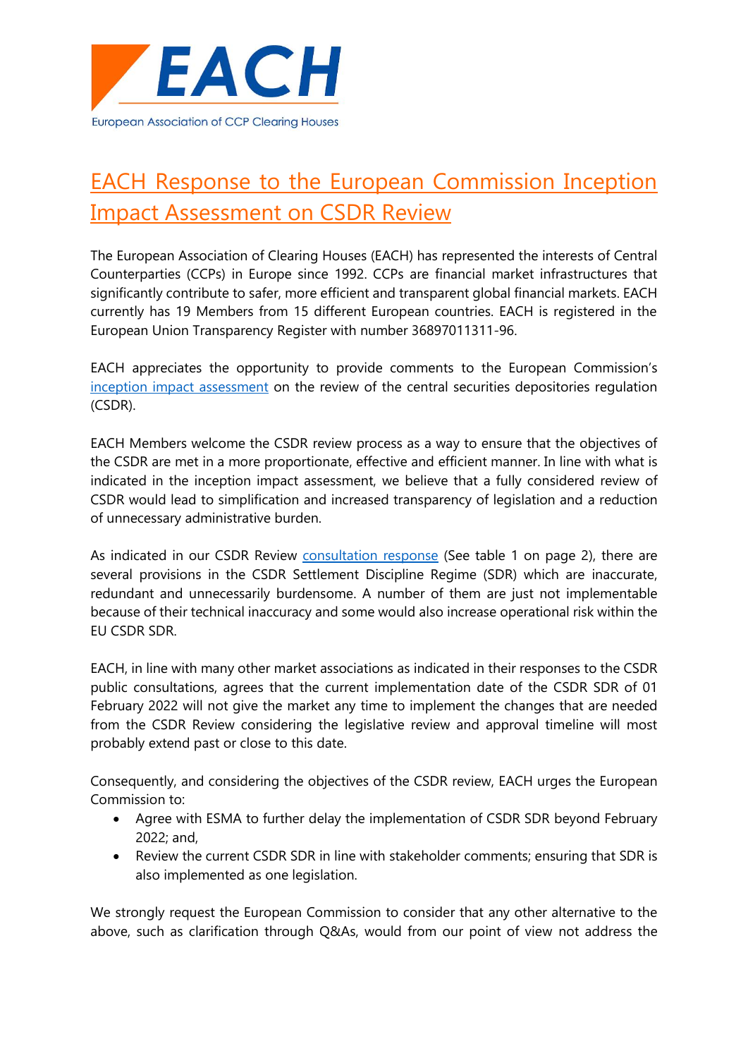EACH

European Association of CCP Clearing Houses

# EACH Response to the European Commission Inception Impact Assessment on CSDR Review

The European Association of Clearing Houses (EACH) has represented the interests of Central Counterparties (CCPs) in Europe since 1992. CCPs are financial market infrastructures that significantly contribute to safer, more efficient and transparent global financial markets. EACH currently has 19 Members from 15 different European countries. EACH is registered in the European Union Transparency Register with number 36897011311-96.

EACH appreciates the opportunity to provide comments to the European Commission's inception impact assessment on the review of the central securities depositories regulation (CSDR).

EACH Members welcome the CSDR review process as a way to ensure that the objectives of the CSDR are met in a more proportionate, effective and efficient manner. In line with what is indicated in the inception impact assessment, we believe that a fully considered review of CSDR would lead to simplification and increased transparency of legislation and a reduction of unnecessary administrative burden.

As indicated in our CSDR Review consultation response (See table 1 on page 2), there are several provisions in the CSDR Settlement Discipline Regime (SDR) which are inaccurate, redundant and unnecessarily burdensome. A number of them are just not implementable because of their technical inaccuracy and some would also increase operational risk within the EU CSDR SDR.

EACH, in line with many other market associations as indicated in their responses to the CSDR public consultations, agrees that the current implementation date of the CSDR SDR of 01 February 2022 will not give the market any time to implement the changes that are needed from the CSDR Review considering the legislative review and approval timeline will most probably extend past or close to this date.

Consequently, and considering the objectives of the CSDR review, EACH urges the European Commission to:

- Agree with ESMA to further delay the implementation of CSDR SDR beyond February 2022; and,
- Review the current CSDR SDR in line with stakeholder comments; ensuring that SDR is also implemented as one legislation.

We strongly request the European Commission to consider that any other alternative to the above, such as clarification through Q&As, would from our point of view not address the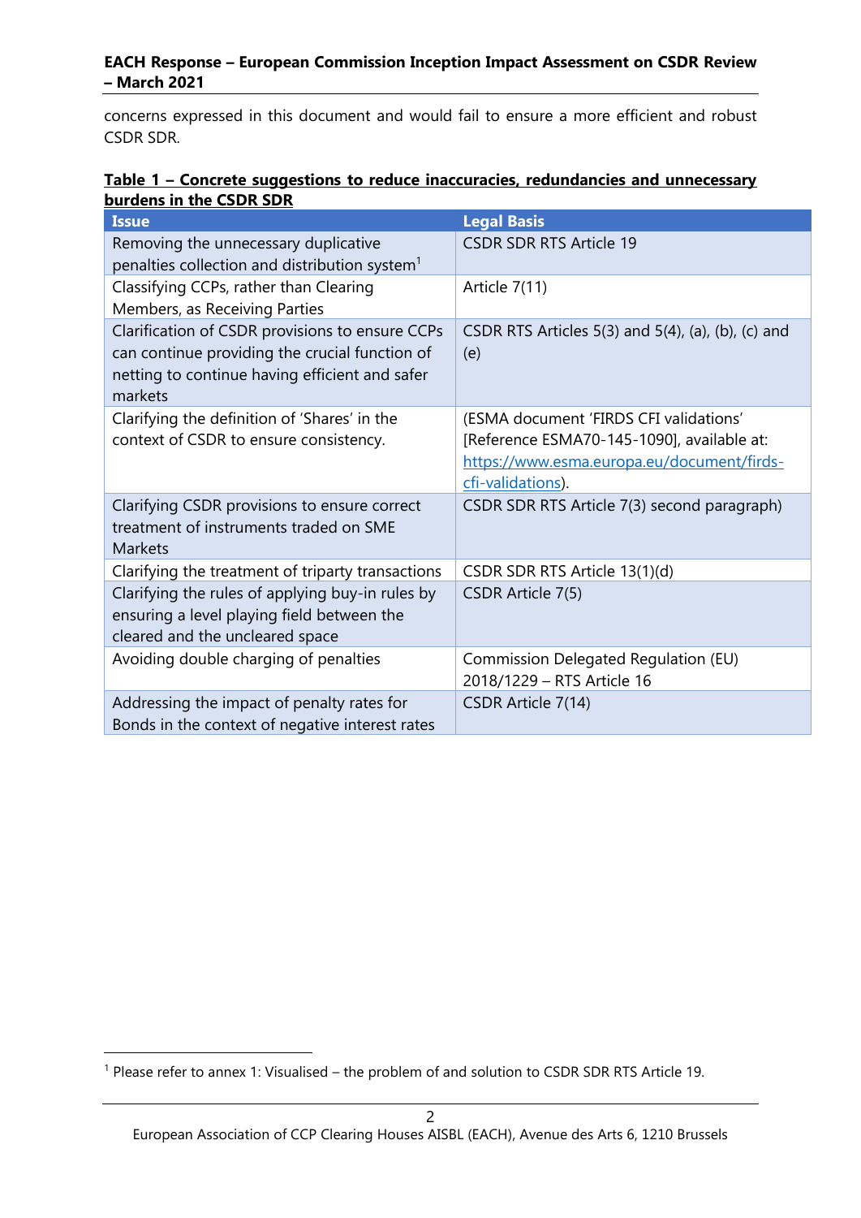concerns expressed in this document and would fail to ensure a more efficient and robust CSDR SDR.

**Table 1 – Concrete suggestions to reduce inaccuracies, redundancies and unnecessary burdens in the CSDR SDR**

| Issue | Legal Basis |
| --- | --- |
| Removing the unnecessary duplicative penalties collection and distribution system[1] | CSDR SDR RTS Article 19 |
| Classifying CCPs, rather than Clearing Members, as Receiving Parties | Article 7(11) |
| Clarification of CSDR provisions to ensure CCPs can continue providing the crucial function of netting to continue having efficient and safer markets | CSDR RTS Articles 5(3) and 5(4), (a), (b), (c) and (e) |
| Clarifying the definition of 'Shares' in the context of CSDR to ensure consistency. | (ESMA document 'FIRDS CFI validations' [Reference ESMA70-145-1090], available at: https://www.esma.europa.eu/document/firds-cfi-validations). |
| Clarifying CSDR provisions to ensure correct treatment of instruments traded on SME Markets | CSDR SDR RTS Article 7(3) second paragraph) |
| Clarifying the treatment of triparty transactions | CSDR SDR RTS Article 13(1)(d) |
| Clarifying the rules of applying buy-in rules by ensuring a level playing field between the cleared and the uncleared space | CSDR Article 7(5) |
| Avoiding double charging of penalties | Commission Delegated Regulation (EU) 2018/1229 – RTS Article 16 |
| Addressing the impact of penalty rates for Bonds in the context of negative interest rates | CSDR Article 7(14) |

[1] Please refer to annex 1: Visualised – the problem of and solution to CSDR SDR RTS Article 19.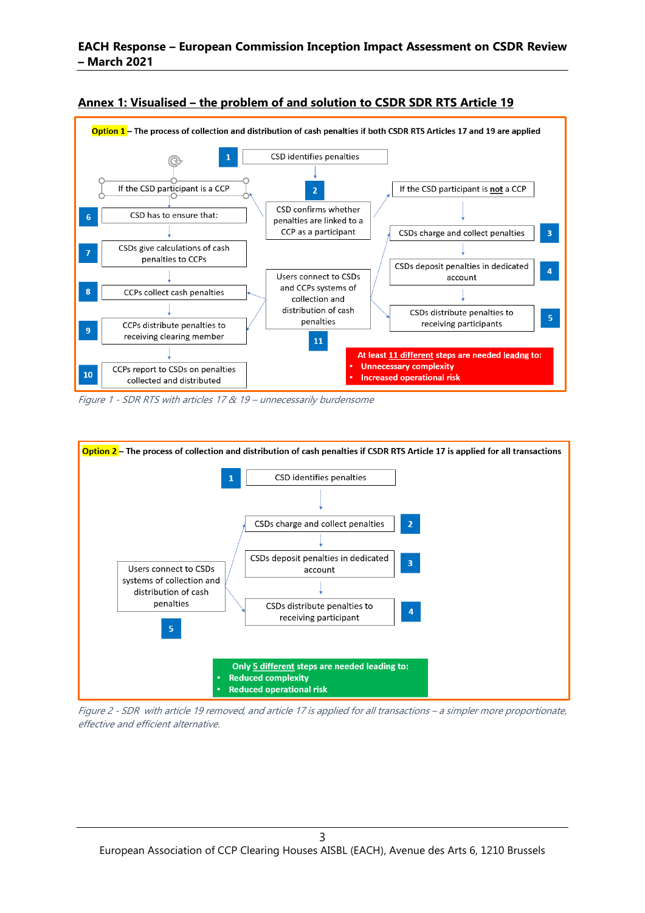## Annex 1: Visualised – the problem of and solution to CSDR SDR RTS Article 19

**Option 1** – The process of collection and distribution of cash penalties if both CSDR RTS Articles 17 and 19 are applied

1. CSD identifies penalties
2. CSD confirms whether penalties are linked to a CCP as a participant

If the CSD participant is **not** a CCP:

3. CSDs charge and collect penalties
4. CSDs deposit penalties in dedicated account
5. CSDs distribute penalties to receiving participants

If the CSD participant is a CCP:

6. CSD has to ensure that:
7. CSDs give calculations of cash penalties to CCPs
8. CCPs collect cash penalties
9. CCPs distribute penalties to receiving clearing member
10. CCPs report to CSDs on penalties collected and distributed

11. Users connect to CSDs and CCPs systems of collection and distribution of cash penalties

**At least 11 different steps are needed leadng to:**

- **Unnecessary complexity**
- **Increased operational risk**

*Figure 1 - SDR RTS with articles 17 & 19 – unnecessarily burdensome*

**Option 2** – The process of collection and distribution of cash penalties if CSDR RTS Article 17 is applied for all transactions

1. CSD identifies penalties
2. CSDs charge and collect penalties
3. CSDs deposit penalties in dedicated account
4. CSDs distribute penalties to receiving participant
5. Users connect to CSDs systems of collection and distribution of cash penalties

**Only 5 different steps are needed leading to:**

- **Reduced complexity**
- **Reduced operational risk**

*Figure 2 - SDR with article 19 removed, and article 17 is applied for all transactions – a simpler more proportionate, effective and efficient alternative.*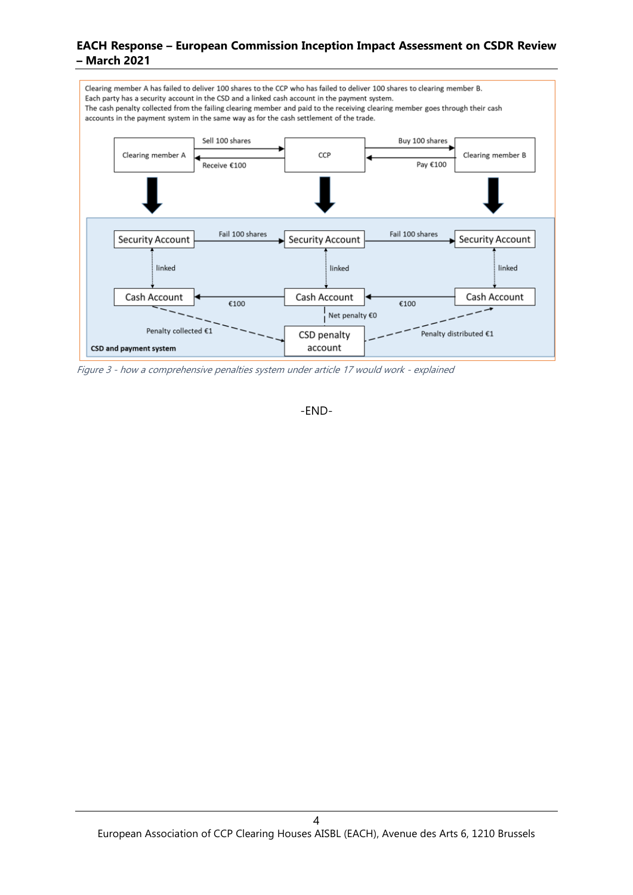Clearing member A has failed to deliver 100 shares to the CCP who has failed to deliver 100 shares to clearing member B.
Each party has a security account in the CSD and a linked cash account in the payment system.
The cash penalty collected from the failing clearing member and paid to the receiving clearing member goes through their cash accounts in the payment system in the same way as for the cash settlement of the trade.

Clearing member A

Sell 100 shares

Receive €100

CCP

Buy 100 shares

Pay €100

Clearing member B

Security Account

Fail 100 shares

Security Account

Fail 100 shares

Security Account

linked

linked

linked

Cash Account

€100

Cash Account

€100

Cash Account

Net penalty €0

Penalty collected €1

CSD penalty account

Penalty distributed €1

CSD and payment system

*Figure 3 - how a comprehensive penalties system under article 17 would work - explained*

-END-